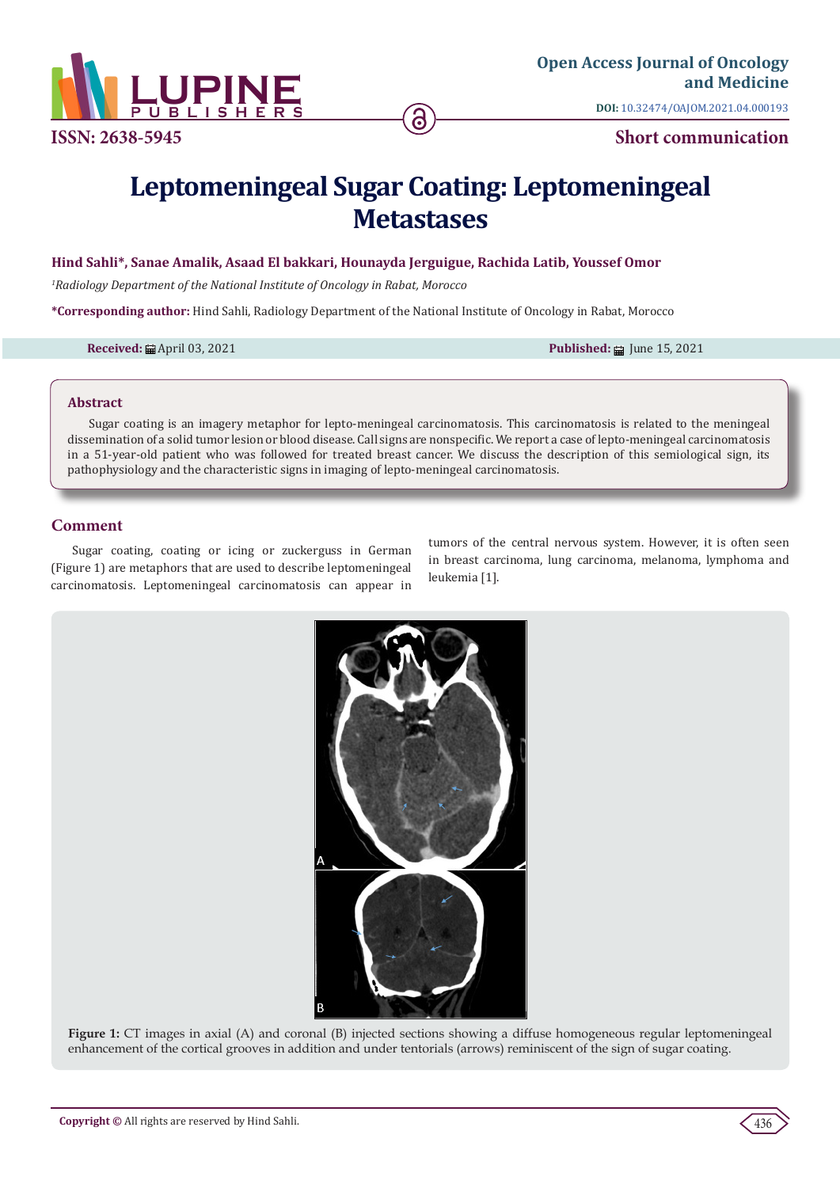ISSN: 2638-5945

Open Access Journal of Oncology and Medicine

DOI: 10.32474/OAJOM.2021.04.000193

Short communication

# Leptomeningeal Sugar Coating: Leptomeningeal Metastases

**Hind Sahli*, Sanae Amalik, Asaad El bakkari, Hounayda Jerguigue, Rachida Latib, Youssef Omor**

[1]*Radiology Department of the National Institute of Oncology in Rabat, Morocco*

***Corresponding author:** Hind Sahli, Radiology Department of the National Institute of Oncology in Rabat, Morocco

**Received:** April 03, 2021 **Published:** June 15, 2021

## Abstract

Sugar coating is an imagery metaphor for lepto-meningeal carcinomatosis. This carcinomatosis is related to the meningeal dissemination of a solid tumor lesion or blood disease. Call signs are nonspecific. We report a case of lepto-meningeal carcinomatosis in a 51-year-old patient who was followed for treated breast cancer. We discuss the description of this semiological sign, its pathophysiology and the characteristic signs in imaging of lepto-meningeal carcinomatosis.

## Comment

Sugar coating, coating or icing or zuckerguss in German (Figure 1) are metaphors that are used to describe leptomeningeal carcinomatosis. Leptomeningeal carcinomatosis can appear in tumors of the central nervous system. However, it is often seen in breast carcinoma, lung carcinoma, melanoma, lymphoma and leukemia [1].

**Figure 1:** CT images in axial (A) and coronal (B) injected sections showing a diffuse homogeneous regular leptomeningeal enhancement of the cortical grooves in addition and under tentorials (arrows) reminiscent of the sign of sugar coating.

**Copyright ©** All rights are reserved by Hind Sahli.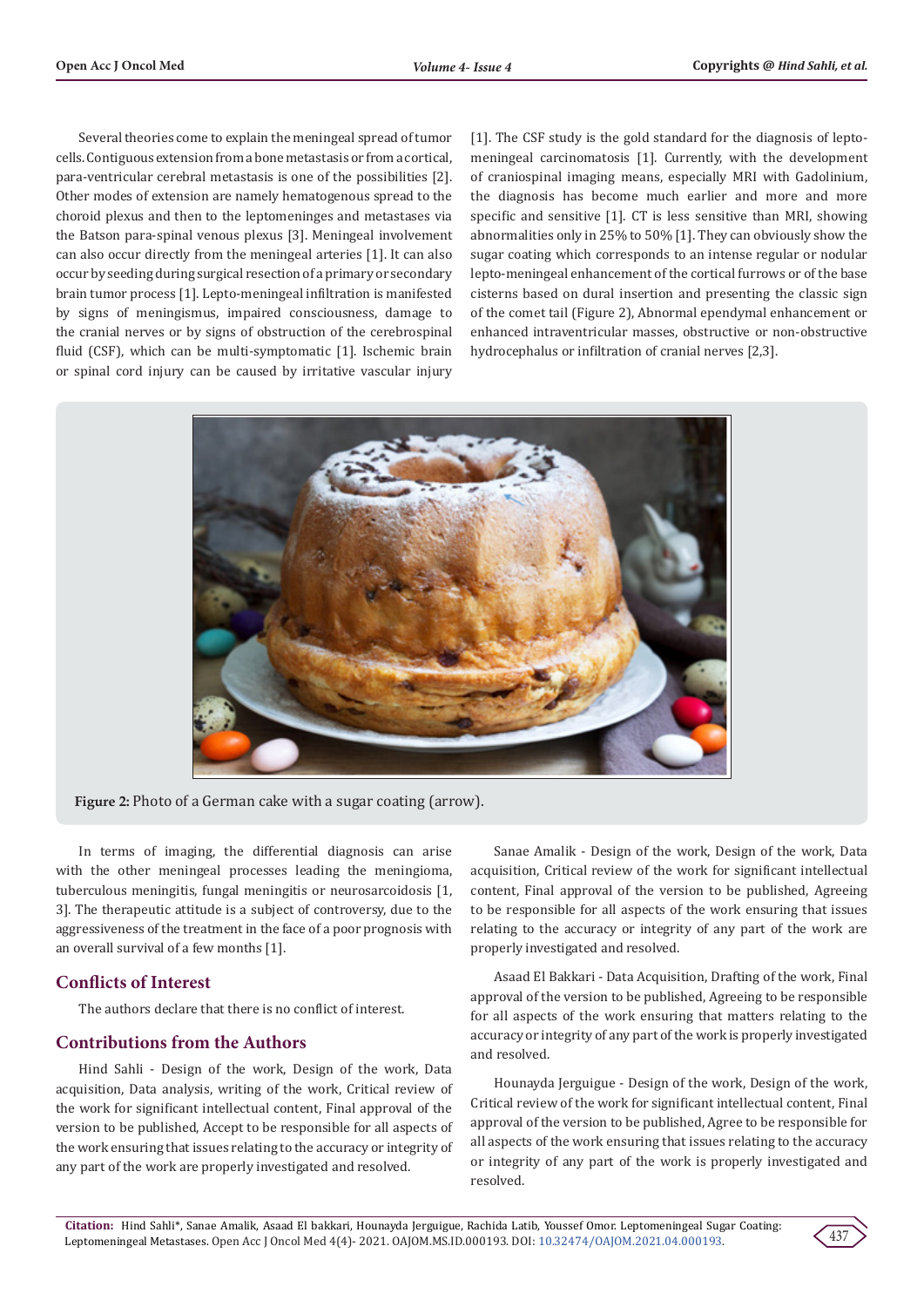Several theories come to explain the meningeal spread of tumor cells. Contiguous extension from a bone metastasis or from a cortical, para-ventricular cerebral metastasis is one of the possibilities [2]. Other modes of extension are namely hematogenous spread to the choroid plexus and then to the leptomeninges and metastases via the Batson para-spinal venous plexus [3]. Meningeal involvement can also occur directly from the meningeal arteries [1]. It can also occur by seeding during surgical resection of a primary or secondary brain tumor process [1]. Lepto-meningeal infiltration is manifested by signs of meningismus, impaired consciousness, damage to the cranial nerves or by signs of obstruction of the cerebrospinal fluid (CSF), which can be multi-symptomatic [1]. Ischemic brain or spinal cord injury can be caused by irritative vascular injury [1]. The CSF study is the gold standard for the diagnosis of lepto-meningeal carcinomatosis [1]. Currently, with the development of craniospinal imaging means, especially MRI with Gadolinium, the diagnosis has become much earlier and more and more specific and sensitive [1]. CT is less sensitive than MRI, showing abnormalities only in 25% to 50% [1]. They can obviously show the sugar coating which corresponds to an intense regular or nodular lepto-meningeal enhancement of the cortical furrows or of the base cisterns based on dural insertion and presenting the classic sign of the comet tail (Figure 2), Abnormal ependymal enhancement or enhanced intraventricular masses, obstructive or non-obstructive hydrocephalus or infiltration of cranial nerves [2,3].

**Figure 2:** Photo of a German cake with a sugar coating (arrow).

In terms of imaging, the differential diagnosis can arise with the other meningeal processes leading the meningioma, tuberculous meningitis, fungal meningitis or neurosarcoidosis [1, 3]. The therapeutic attitude is a subject of controversy, due to the aggressiveness of the treatment in the face of a poor prognosis with an overall survival of a few months [1].

## Conflicts of Interest

The authors declare that there is no conflict of interest.

## Contributions from the Authors

Hind Sahli - Design of the work, Design of the work, Data acquisition, Data analysis, writing of the work, Critical review of the work for significant intellectual content, Final approval of the version to be published, Accept to be responsible for all aspects of the work ensuring that issues relating to the accuracy or integrity of any part of the work are properly investigated and resolved.

Sanae Amalik - Design of the work, Design of the work, Data acquisition, Critical review of the work for significant intellectual content, Final approval of the version to be published, Agreeing to be responsible for all aspects of the work ensuring that issues relating to the accuracy or integrity of any part of the work are properly investigated and resolved.

Asaad El Bakkari - Data Acquisition, Drafting of the work, Final approval of the version to be published, Agreeing to be responsible for all aspects of the work ensuring that matters relating to the accuracy or integrity of any part of the work is properly investigated and resolved.

Hounayda Jerguigue - Design of the work, Design of the work, Critical review of the work for significant intellectual content, Final approval of the version to be published, Agree to be responsible for all aspects of the work ensuring that issues relating to the accuracy or integrity of any part of the work is properly investigated and resolved.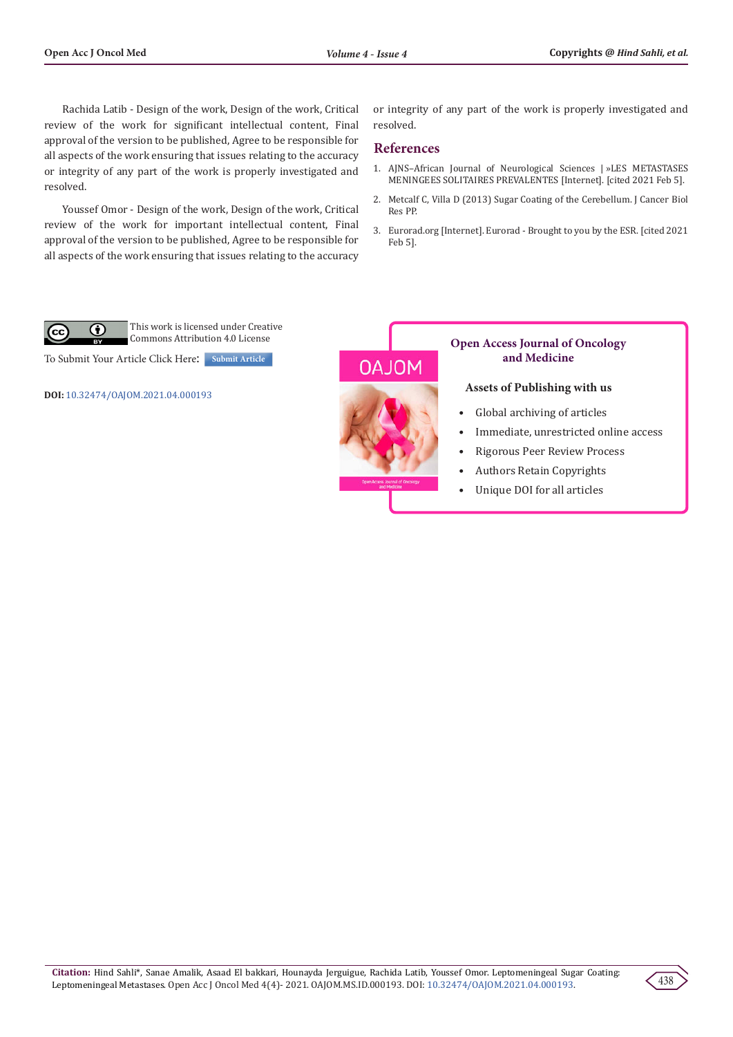Rachida Latib - Design of the work, Design of the work, Critical review of the work for significant intellectual content, Final approval of the version to be published, Agree to be responsible for all aspects of the work ensuring that issues relating to the accuracy or integrity of any part of the work is properly investigated and resolved.

Youssef Omor - Design of the work, Design of the work, Critical review of the work for important intellectual content, Final approval of the version to be published, Agree to be responsible for all aspects of the work ensuring that issues relating to the accuracy or integrity of any part of the work is properly investigated and resolved.

## References

1. AJNS–African Journal of Neurological Sciences | »LES METASTASES MENINGEES SOLITAIRES PREVALENTES [Internet]. [cited 2021 Feb 5].
2. Metcalf C, Villa D (2013) Sugar Coating of the Cerebellum. J Cancer Biol Res PP.
3. Eurorad.org [Internet]. Eurorad - Brought to you by the ESR. [cited 2021 Feb 5].

This work is licensed under Creative Commons Attribution 4.0 License

To Submit Your Article Click Here: Submit Article

**DOI:** 10.32474/OAJOM.2021.04.000193

**Open Access Journal of Oncology and Medicine**

**Assets of Publishing with us**

- Global archiving of articles
- Immediate, unrestricted online access
- Rigorous Peer Review Process
- Authors Retain Copyrights
- Unique DOI for all articles

**Citation:** Hind Sahli*, Sanae Amalik, Asaad El bakkari, Hounayda Jerguigue, Rachida Latib, Youssef Omor. Leptomeningeal Sugar Coating: Leptomeningeal Metastases. Open Acc J Oncol Med 4(4)- 2021. OAJOM.MS.ID.000193. DOI: 10.32474/OAJOM.2021.04.000193.